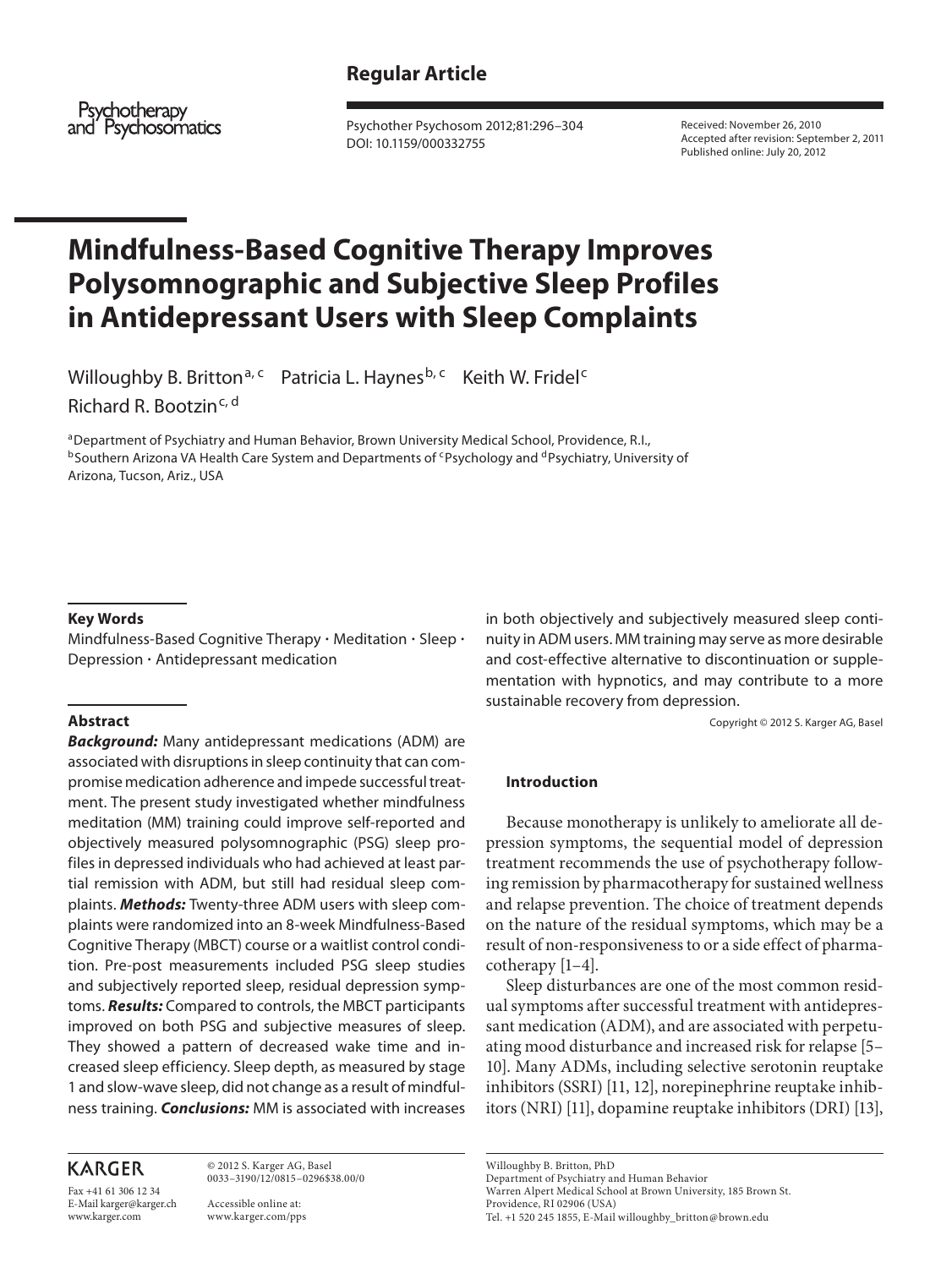Regular Article

# Mindfulness-Based Cognitive Therapy Improves Polysomnographic and Subjective Sleep Profiles in Antidepressant Users with Sleep Complaints

Willoughby B. Britton[a, c] Patricia L. Haynes[b, c] Keith W. Fridel[c] Richard R. Bootzin[c, d]

[a]Department of Psychiatry and Human Behavior, Brown University Medical School, Providence, R.I., [b]Southern Arizona VA Health Care System and Departments of [c]Psychology and [d]Psychiatry, University of Arizona, Tucson, Ariz., USA

Received: November 26, 2010
Accepted after revision: September 2, 2011
Published online: July 20, 2012

### Key Words

Mindfulness-Based Cognitive Therapy · Meditation · Sleep · Depression · Antidepressant medication

### Abstract

***Background:*** Many antidepressant medications (ADM) are associated with disruptions in sleep continuity that can compromise medication adherence and impede successful treatment. The present study investigated whether mindfulness meditation (MM) training could improve self-reported and objectively measured polysomnographic (PSG) sleep profiles in depressed individuals who had achieved at least partial remission with ADM, but still had residual sleep complaints. ***Methods:*** Twenty-three ADM users with sleep complaints were randomized into an 8-week Mindfulness-Based Cognitive Therapy (MBCT) course or a waitlist control condition. Pre-post measurements included PSG sleep studies and subjectively reported sleep, residual depression symptoms. ***Results:*** Compared to controls, the MBCT participants improved on both PSG and subjective measures of sleep. They showed a pattern of decreased wake time and increased sleep efficiency. Sleep depth, as measured by stage 1 and slow-wave sleep, did not change as a result of mindfulness training. ***Conclusions:*** MM is associated with increases in both objectively and subjectively measured sleep continuity in ADM users. MM training may serve as more desirable and cost-effective alternative to discontinuation or supplementation with hypnotics, and may contribute to a more sustainable recovery from depression.

Copyright © 2012 S. Karger AG, Basel

### Introduction

Because monotherapy is unlikely to ameliorate all depression symptoms, the sequential model of depression treatment recommends the use of psychotherapy following remission by pharmacotherapy for sustained wellness and relapse prevention. The choice of treatment depends on the nature of the residual symptoms, which may be a result of non-responsiveness to or a side effect of pharmacotherapy [1–4].

Sleep disturbances are one of the most common residual symptoms after successful treatment with antidepressant medication (ADM), and are associated with perpetuating mood disturbance and increased risk for relapse [5–10]. Many ADMs, including selective serotonin reuptake inhibitors (SSRI) [11, 12], norepinephrine reuptake inhibitors (NRI) [11], dopamine reuptake inhibitors (DRI) [13],

KARGER

Fax +41 61 306 12 34
E-Mail karger@karger.ch
www.karger.com

© 2012 S. Karger AG, Basel
0033–3190/12/0815–0296$38.00/0

Accessible online at:
www.karger.com/pps

Willoughby B. Britton, PhD
Department of Psychiatry and Human Behavior
Warren Alpert Medical School at Brown University, 185 Brown St.
Providence, RI 02906 (USA)
Tel. +1 520 245 1855, E-Mail willoughby_britton@brown.edu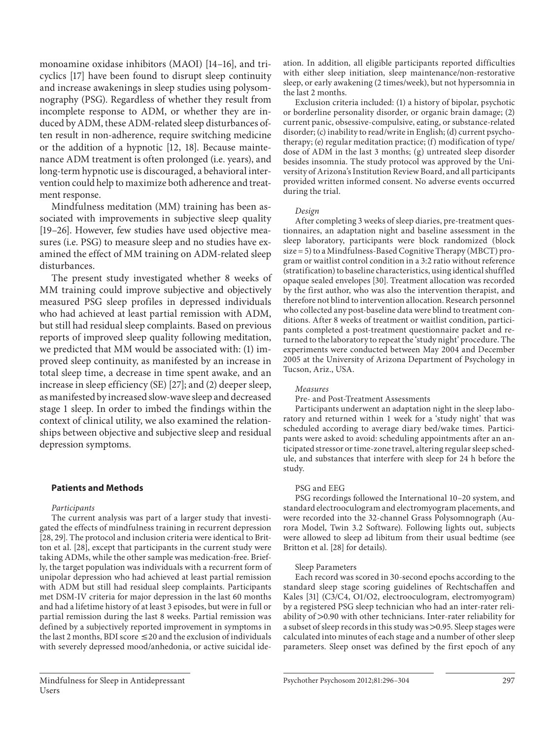monoamine oxidase inhibitors (MAOI) [14–16], and tricyclics [17] have been found to disrupt sleep continuity and increase awakenings in sleep studies using polysomnography (PSG). Regardless of whether they result from incomplete response to ADM, or whether they are induced by ADM, these ADM-related sleep disturbances often result in non-adherence, require switching medicine or the addition of a hypnotic [12, 18]. Because maintenance ADM treatment is often prolonged (i.e. years), and long-term hypnotic use is discouraged, a behavioral intervention could help to maximize both adherence and treatment response.

Mindfulness meditation (MM) training has been associated with improvements in subjective sleep quality [19–26]. However, few studies have used objective measures (i.e. PSG) to measure sleep and no studies have examined the effect of MM training on ADM-related sleep disturbances.

The present study investigated whether 8 weeks of MM training could improve subjective and objectively measured PSG sleep profiles in depressed individuals who had achieved at least partial remission with ADM, but still had residual sleep complaints. Based on previous reports of improved sleep quality following meditation, we predicted that MM would be associated with: (1) improved sleep continuity, as manifested by an increase in total sleep time, a decrease in time spent awake, and an increase in sleep efficiency (SE) [27]; and (2) deeper sleep, as manifested by increased slow-wave sleep and decreased stage 1 sleep. In order to imbed the findings within the context of clinical utility, we also examined the relationships between objective and subjective sleep and residual depression symptoms.

## Patients and Methods

*Participants*

The current analysis was part of a larger study that investigated the effects of mindfulness training in recurrent depression [28, 29]. The protocol and inclusion criteria were identical to Britton et al. [28], except that participants in the current study were taking ADMs, while the other sample was medication-free. Briefly, the target population was individuals with a recurrent form of unipolar depression who had achieved at least partial remission with ADM but still had residual sleep complaints. Participants met DSM-IV criteria for major depression in the last 60 months and had a lifetime history of at least 3 episodes, but were in full or partial remission during the last 8 weeks. Partial remission was defined by a subjectively reported improvement in symptoms in the last 2 months, BDI score ≤20 and the exclusion of individuals with severely depressed mood/anhedonia, or active suicidal ideation. In addition, all eligible participants reported difficulties with either sleep initiation, sleep maintenance/non-restorative sleep, or early awakening (2 times/week), but not hypersomnia in the last 2 months.

Exclusion criteria included: (1) a history of bipolar, psychotic or borderline personality disorder, or organic brain damage; (2) current panic, obsessive-compulsive, eating, or substance-related disorder; (c) inability to read/write in English; (d) current psychotherapy; (e) regular meditation practice; (f) modification of type/dose of ADM in the last 3 months; (g) untreated sleep disorder besides insomnia. The study protocol was approved by the University of Arizona's Institution Review Board, and all participants provided written informed consent. No adverse events occurred during the trial.

*Design*

After completing 3 weeks of sleep diaries, pre-treatment questionnaires, an adaptation night and baseline assessment in the sleep laboratory, participants were block randomized (block size = 5) to a Mindfulness-Based Cognitive Therapy (MBCT) program or waitlist control condition in a 3:2 ratio without reference (stratification) to baseline characteristics, using identical shuffled opaque sealed envelopes [30]. Treatment allocation was recorded by the first author, who was also the intervention therapist, and therefore not blind to intervention allocation. Research personnel who collected any post-baseline data were blind to treatment conditions. After 8 weeks of treatment or waitlist condition, participants completed a post-treatment questionnaire packet and returned to the laboratory to repeat the 'study night' procedure. The experiments were conducted between May 2004 and December 2005 at the University of Arizona Department of Psychology in Tucson, Ariz., USA.

*Measures*

Pre- and Post-Treatment Assessments

Participants underwent an adaptation night in the sleep laboratory and returned within 1 week for a 'study night' that was scheduled according to average diary bed/wake times. Participants were asked to avoid: scheduling appointments after an anticipated stressor or time-zone travel, altering regular sleep schedule, and substances that interfere with sleep for 24 h before the study.

PSG and EEG

PSG recordings followed the International 10–20 system, and standard electrooculogram and electromyogram placements, and were recorded into the 32-channel Grass Polysomnograph (Aurora Model, Twin 3.2 Software). Following lights out, subjects were allowed to sleep ad libitum from their usual bedtime (see Britton et al. [28] for details).

Sleep Parameters

Each record was scored in 30-second epochs according to the standard sleep stage scoring guidelines of Rechtschaffen and Kales [31] (C3/C4, O1/O2, electrooculogram, electromyogram) by a registered PSG sleep technician who had an inter-rater reliability of >0.90 with other technicians. Inter-rater reliability for a subset of sleep records in this study was >0.95. Sleep stages were calculated into minutes of each stage and a number of other sleep parameters. Sleep onset was defined by the first epoch of any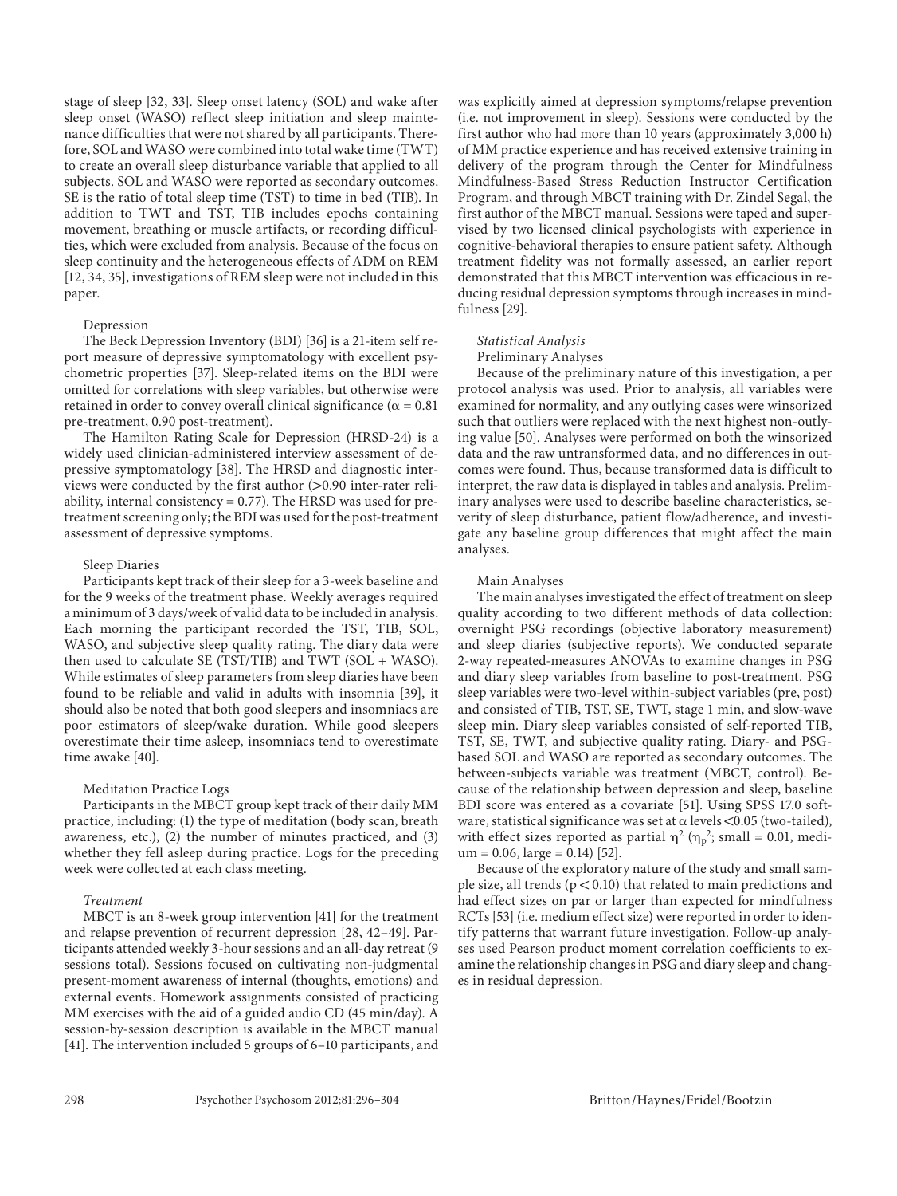stage of sleep [32, 33]. Sleep onset latency (SOL) and wake after sleep onset (WASO) reflect sleep initiation and sleep maintenance difficulties that were not shared by all participants. Therefore, SOL and WASO were combined into total wake time (TWT) to create an overall sleep disturbance variable that applied to all subjects. SOL and WASO were reported as secondary outcomes. SE is the ratio of total sleep time (TST) to time in bed (TIB). In addition to TWT and TST, TIB includes epochs containing movement, breathing or muscle artifacts, or recording difficulties, which were excluded from analysis. Because of the focus on sleep continuity and the heterogeneous effects of ADM on REM [12, 34, 35], investigations of REM sleep were not included in this paper.

Depression

The Beck Depression Inventory (BDI) [36] is a 21-item self report measure of depressive symptomatology with excellent psychometric properties [37]. Sleep-related items on the BDI were omitted for correlations with sleep variables, but otherwise were retained in order to convey overall clinical significance ($\alpha = 0.81$ pre-treatment, 0.90 post-treatment).

The Hamilton Rating Scale for Depression (HRSD-24) is a widely used clinician-administered interview assessment of depressive symptomatology [38]. The HRSD and diagnostic interviews were conducted by the first author (>0.90 inter-rater reliability, internal consistency = 0.77). The HRSD was used for pretreatment screening only; the BDI was used for the post-treatment assessment of depressive symptoms.

Sleep Diaries

Participants kept track of their sleep for a 3-week baseline and for the 9 weeks of the treatment phase. Weekly averages required a minimum of 3 days/week of valid data to be included in analysis. Each morning the participant recorded the TST, TIB, SOL, WASO, and subjective sleep quality rating. The diary data were then used to calculate SE (TST/TIB) and TWT (SOL + WASO). While estimates of sleep parameters from sleep diaries have been found to be reliable and valid in adults with insomnia [39], it should also be noted that both good sleepers and insomniacs are poor estimators of sleep/wake duration. While good sleepers overestimate their time asleep, insomniacs tend to overestimate time awake [40].

Meditation Practice Logs

Participants in the MBCT group kept track of their daily MM practice, including: (1) the type of meditation (body scan, breath awareness, etc.), (2) the number of minutes practiced, and (3) whether they fell asleep during practice. Logs for the preceding week were collected at each class meeting.

*Treatment*

MBCT is an 8-week group intervention [41] for the treatment and relapse prevention of recurrent depression [28, 42–49]. Participants attended weekly 3-hour sessions and an all-day retreat (9 sessions total). Sessions focused on cultivating non-judgmental present-moment awareness of internal (thoughts, emotions) and external events. Homework assignments consisted of practicing MM exercises with the aid of a guided audio CD (45 min/day). A session-by-session description is available in the MBCT manual [41]. The intervention included 5 groups of 6–10 participants, and was explicitly aimed at depression symptoms/relapse prevention (i.e. not improvement in sleep). Sessions were conducted by the first author who had more than 10 years (approximately 3,000 h) of MM practice experience and has received extensive training in delivery of the program through the Center for Mindfulness Mindfulness-Based Stress Reduction Instructor Certification Program, and through MBCT training with Dr. Zindel Segal, the first author of the MBCT manual. Sessions were taped and supervised by two licensed clinical psychologists with experience in cognitive-behavioral therapies to ensure patient safety. Although treatment fidelity was not formally assessed, an earlier report demonstrated that this MBCT intervention was efficacious in reducing residual depression symptoms through increases in mindfulness [29].

*Statistical Analysis*

Preliminary Analyses

Because of the preliminary nature of this investigation, a per protocol analysis was used. Prior to analysis, all variables were examined for normality, and any outlying cases were winsorized such that outliers were replaced with the next highest non-outlying value [50]. Analyses were performed on both the winsorized data and the raw untransformed data, and no differences in outcomes were found. Thus, because transformed data is difficult to interpret, the raw data is displayed in tables and analysis. Preliminary analyses were used to describe baseline characteristics, severity of sleep disturbance, patient flow/adherence, and investigate any baseline group differences that might affect the main analyses.

Main Analyses

The main analyses investigated the effect of treatment on sleep quality according to two different methods of data collection: overnight PSG recordings (objective laboratory measurement) and sleep diaries (subjective reports). We conducted separate 2-way repeated-measures ANOVAs to examine changes in PSG and diary sleep variables from baseline to post-treatment. PSG sleep variables were two-level within-subject variables (pre, post) and consisted of TIB, TST, SE, TWT, stage 1 min, and slow-wave sleep min. Diary sleep variables consisted of self-reported TIB, TST, SE, TWT, and subjective quality rating. Diary- and PSG-based SOL and WASO are reported as secondary outcomes. The between-subjects variable was treatment (MBCT, control). Because of the relationship between depression and sleep, baseline BDI score was entered as a covariate [51]. Using SPSS 17.0 software, statistical significance was set at $\alpha$ levels <0.05 (two-tailed), with effect sizes reported as partial $\eta^2$ ($\eta_p^2$; small = 0.01, medium = 0.06, large = 0.14) [52].

Because of the exploratory nature of the study and small sample size, all trends ($p < 0.10$) that related to main predictions and had effect sizes on par or larger than expected for mindfulness RCTs [53] (i.e. medium effect size) were reported in order to identify patterns that warrant future investigation. Follow-up analyses used Pearson product moment correlation coefficients to examine the relationship changes in PSG and diary sleep and changes in residual depression.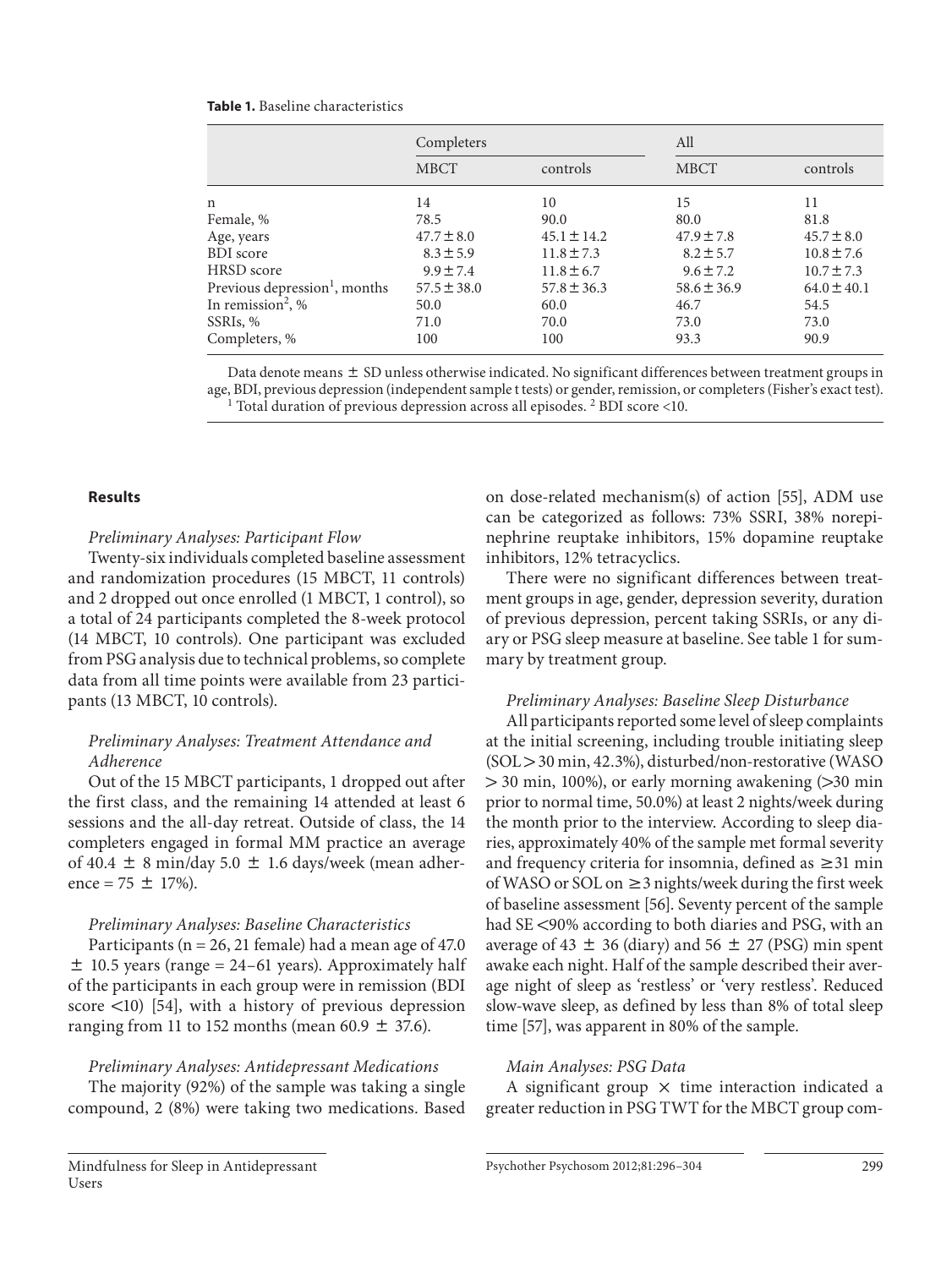**Table 1.** Baseline characteristics

| | Completers | | All | |
|---|---|---|---|---|
| | MBCT | controls | MBCT | controls |
| n | 14 | 10 | 15 | 11 |
| Female, % | 78.5 | 90.0 | 80.0 | 81.8 |
| Age, years | 47.7 ± 8.0 | 45.1 ± 14.2 | 47.9 ± 7.8 | 45.7 ± 8.0 |
| BDI score | 8.3 ± 5.9 | 11.8 ± 7.3 | 8.2 ± 5.7 | 10.8 ± 7.6 |
| HRSD score | 9.9 ± 7.4 | 11.8 ± 6.7 | 9.6 ± 7.2 | 10.7 ± 7.3 |
| Previous depression[1], months | 57.5 ± 38.0 | 57.8 ± 36.3 | 58.6 ± 36.9 | 64.0 ± 40.1 |
| In remission[2], % | 50.0 | 60.0 | 46.7 | 54.5 |
| SSRIs, % | 71.0 | 70.0 | 73.0 | 73.0 |
| Completers, % | 100 | 100 | 93.3 | 90.9 |

Data denote means ± SD unless otherwise indicated. No significant differences between treatment groups in age, BDI, previous depression (independent sample t tests) or gender, remission, or completers (Fisher's exact test). [1] Total duration of previous depression across all episodes. [2] BDI score <10.

## Results

*Preliminary Analyses: Participant Flow*

Twenty-six individuals completed baseline assessment and randomization procedures (15 MBCT, 11 controls) and 2 dropped out once enrolled (1 MBCT, 1 control), so a total of 24 participants completed the 8-week protocol (14 MBCT, 10 controls). One participant was excluded from PSG analysis due to technical problems, so complete data from all time points were available from 23 participants (13 MBCT, 10 controls).

*Preliminary Analyses: Treatment Attendance and Adherence*

Out of the 15 MBCT participants, 1 dropped out after the first class, and the remaining 14 attended at least 6 sessions and the all-day retreat. Outside of class, the 14 completers engaged in formal MM practice an average of 40.4 ± 8 min/day 5.0 ± 1.6 days/week (mean adherence = 75 ± 17%).

*Preliminary Analyses: Baseline Characteristics*

Participants (n = 26, 21 female) had a mean age of 47.0 ± 10.5 years (range = 24–61 years). Approximately half of the participants in each group were in remission (BDI score <10) [54], with a history of previous depression ranging from 11 to 152 months (mean 60.9 ± 37.6).

*Preliminary Analyses: Antidepressant Medications*

The majority (92%) of the sample was taking a single compound, 2 (8%) were taking two medications. Based on dose-related mechanism(s) of action [55], ADM use can be categorized as follows: 73% SSRI, 38% norepinephrine reuptake inhibitors, 15% dopamine reuptake inhibitors, 12% tetracyclics.

There were no significant differences between treatment groups in age, gender, depression severity, duration of previous depression, percent taking SSRIs, or any diary or PSG sleep measure at baseline. See table 1 for summary by treatment group.

*Preliminary Analyses: Baseline Sleep Disturbance*

All participants reported some level of sleep complaints at the initial screening, including trouble initiating sleep (SOL > 30 min, 42.3%), disturbed/non-restorative (WASO > 30 min, 100%), or early morning awakening (>30 min prior to normal time, 50.0%) at least 2 nights/week during the month prior to the interview. According to sleep diaries, approximately 40% of the sample met formal severity and frequency criteria for insomnia, defined as ≥31 min of WASO or SOL on ≥3 nights/week during the first week of baseline assessment [56]. Seventy percent of the sample had SE <90% according to both diaries and PSG, with an average of 43 ± 36 (diary) and 56 ± 27 (PSG) min spent awake each night. Half of the sample described their average night of sleep as 'restless' or 'very restless'. Reduced slow-wave sleep, as defined by less than 8% of total sleep time [57], was apparent in 80% of the sample.

*Main Analyses: PSG Data*

A significant group × time interaction indicated a greater reduction in PSG TWT for the MBCT group com-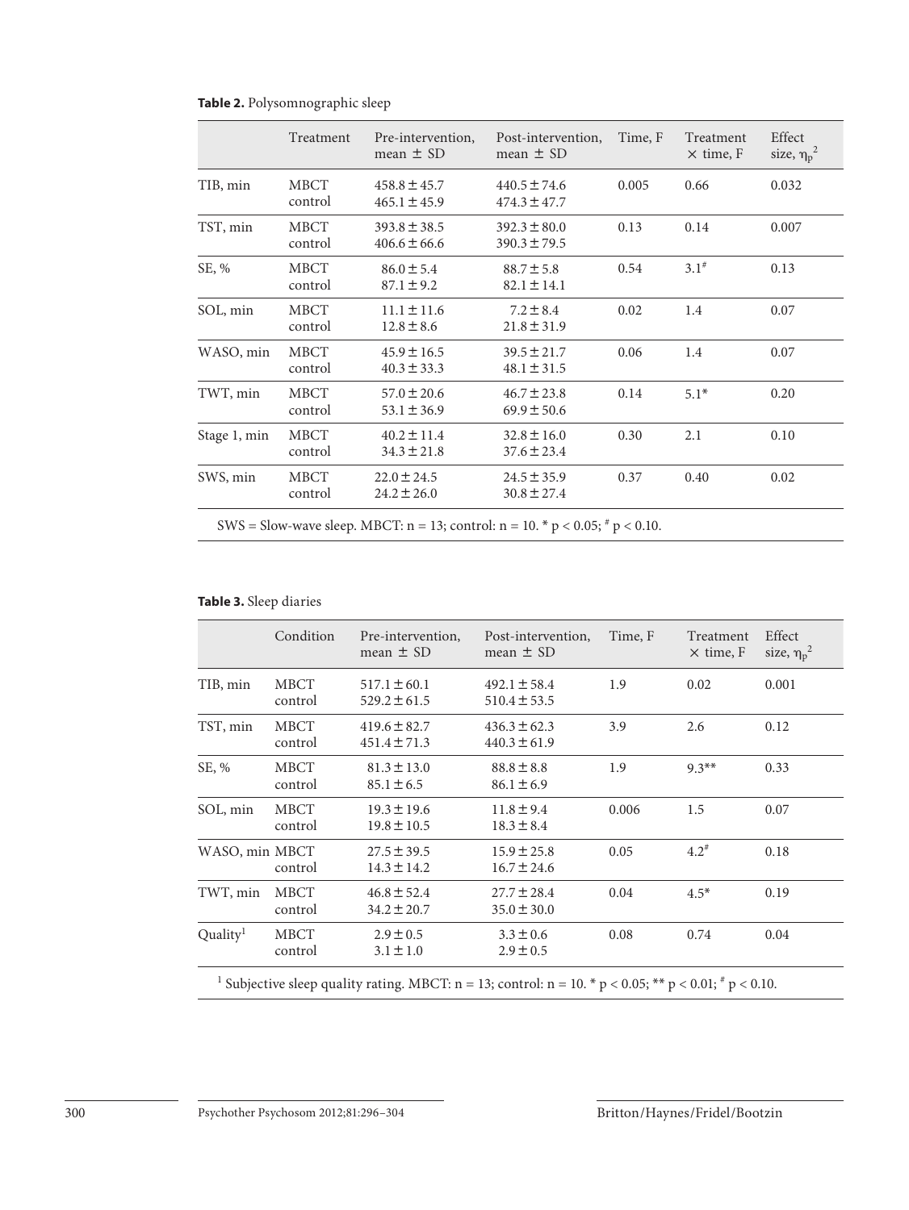**Table 2.** Polysomnographic sleep

| | Treatment | Pre-intervention, mean ± SD | Post-intervention, mean ± SD | Time, F | Treatment × time, F | Effect size, $\eta_p^2$ |
|---|---|---|---|---|---|---|
| TIB, min | MBCT<br>control | 458.8 ± 45.7<br>465.1 ± 45.9 | 440.5 ± 74.6<br>474.3 ± 47.7 | 0.005 | 0.66 | 0.032 |
| TST, min | MBCT<br>control | 393.8 ± 38.5<br>406.6 ± 66.6 | 392.3 ± 80.0<br>390.3 ± 79.5 | 0.13 | 0.14 | 0.007 |
| SE, % | MBCT<br>control | 86.0 ± 5.4<br>87.1 ± 9.2 | 88.7 ± 5.8<br>82.1 ± 14.1 | 0.54 | 3.1# | 0.13 |
| SOL, min | MBCT<br>control | 11.1 ± 11.6<br>12.8 ± 8.6 | 7.2 ± 8.4<br>21.8 ± 31.9 | 0.02 | 1.4 | 0.07 |
| WASO, min | MBCT<br>control | 45.9 ± 16.5<br>40.3 ± 33.3 | 39.5 ± 21.7<br>48.1 ± 31.5 | 0.06 | 1.4 | 0.07 |
| TWT, min | MBCT<br>control | 57.0 ± 20.6<br>53.1 ± 36.9 | 46.7 ± 23.8<br>69.9 ± 50.6 | 0.14 | 5.1* | 0.20 |
| Stage 1, min | MBCT<br>control | 40.2 ± 11.4<br>34.3 ± 21.8 | 32.8 ± 16.0<br>37.6 ± 23.4 | 0.30 | 2.1 | 0.10 |
| SWS, min | MBCT<br>control | 22.0 ± 24.5<br>24.2 ± 26.0 | 24.5 ± 35.9<br>30.8 ± 27.4 | 0.37 | 0.40 | 0.02 |

SWS = Slow-wave sleep. MBCT: n = 13; control: n = 10. * $p < 0.05$; # $p < 0.10$.

**Table 3.** Sleep diaries

| | Condition | Pre-intervention, mean ± SD | Post-intervention, mean ± SD | Time, F | Treatment × time, F | Effect size, $\eta_p^2$ |
|---|---|---|---|---|---|---|
| TIB, min | MBCT<br>control | 517.1 ± 60.1<br>529.2 ± 61.5 | 492.1 ± 58.4<br>510.4 ± 53.5 | 1.9 | 0.02 | 0.001 |
| TST, min | MBCT<br>control | 419.6 ± 82.7<br>451.4 ± 71.3 | 436.3 ± 62.3<br>440.3 ± 61.9 | 3.9 | 2.6 | 0.12 |
| SE, % | MBCT<br>control | 81.3 ± 13.0<br>85.1 ± 6.5 | 88.8 ± 8.8<br>86.1 ± 6.9 | 1.9 | 9.3** | 0.33 |
| SOL, min | MBCT<br>control | 19.3 ± 19.6<br>19.8 ± 10.5 | 11.8 ± 9.4<br>18.3 ± 8.4 | 0.006 | 1.5 | 0.07 |
| WASO, min | MBCT<br>control | 27.5 ± 39.5<br>14.3 ± 14.2 | 15.9 ± 25.8<br>16.7 ± 24.6 | 0.05 | 4.2# | 0.18 |
| TWT, min | MBCT<br>control | 46.8 ± 52.4<br>34.2 ± 20.7 | 27.7 ± 28.4<br>35.0 ± 30.0 | 0.04 | 4.5* | 0.19 |
| Quality[1] | MBCT<br>control | 2.9 ± 0.5<br>3.1 ± 1.0 | 3.3 ± 0.6<br>2.9 ± 0.5 | 0.08 | 0.74 | 0.04 |

[1] Subjective sleep quality rating. MBCT: n = 13; control: n = 10. * $p < 0.05$; ** $p < 0.01$; # $p < 0.10$.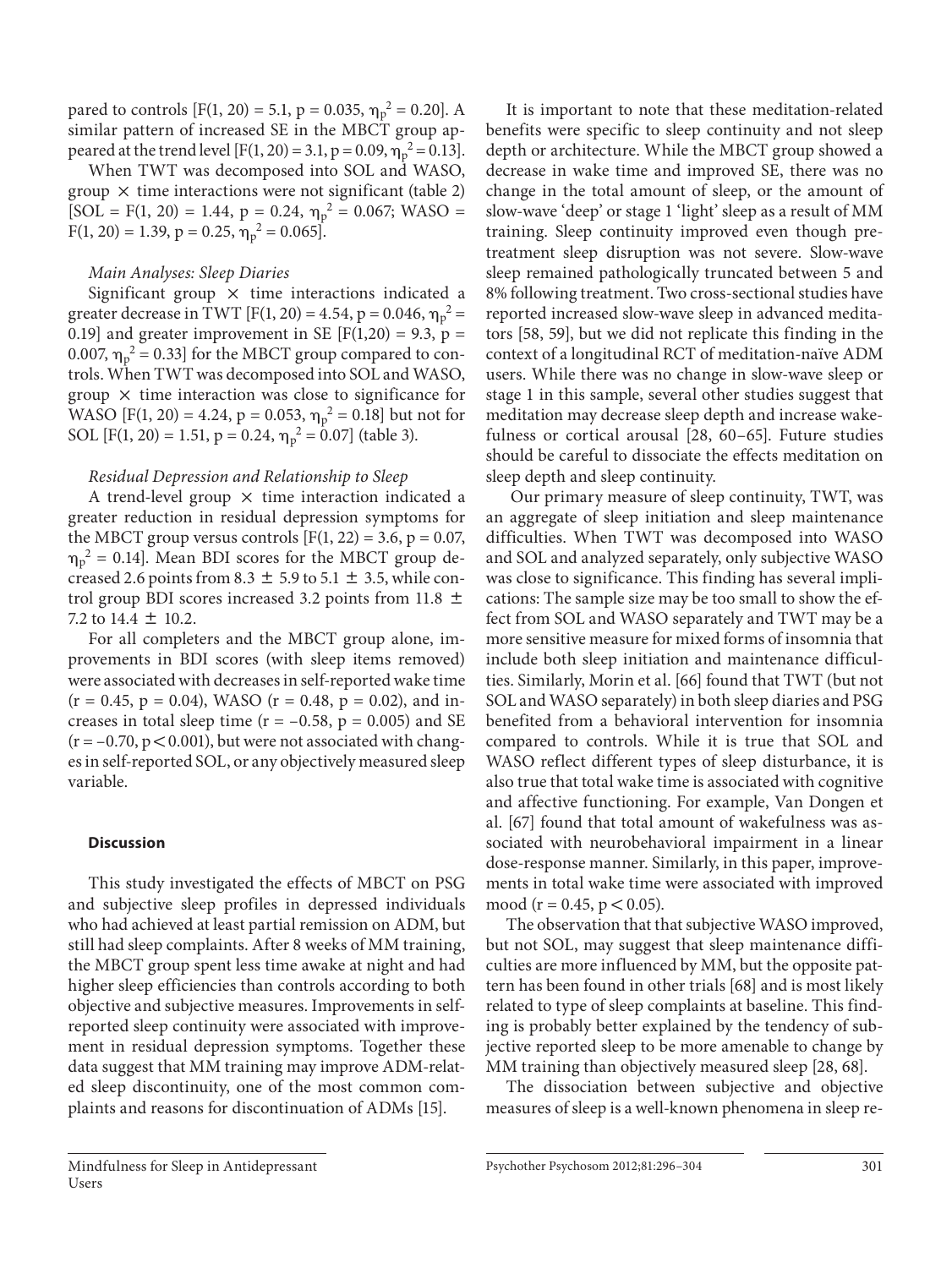pared to controls [$F(1, 20) = 5.1$, $p = 0.035$, $\eta_p^2 = 0.20$]. A similar pattern of increased SE in the MBCT group appeared at the trend level [$F(1, 20) = 3.1$, $p = 0.09$, $\eta_p^2 = 0.13$].

When TWT was decomposed into SOL and WASO, group × time interactions were not significant (table 2) [SOL = $F(1, 20) = 1.44$, $p = 0.24$, $\eta_p^2 = 0.067$; WASO = $F(1, 20) = 1.39$, $p = 0.25$, $\eta_p^2 = 0.065$].

*Main Analyses: Sleep Diaries*

Significant group × time interactions indicated a greater decrease in TWT [$F(1, 20) = 4.54$, $p = 0.046$, $\eta_p^2 = 0.19$] and greater improvement in SE [$F(1,20) = 9.3$, $p = 0.007$, $\eta_p^2 = 0.33$] for the MBCT group compared to controls. When TWT was decomposed into SOL and WASO, group × time interaction was close to significance for WASO [$F(1, 20) = 4.24$, $p = 0.053$, $\eta_p^2 = 0.18$] but not for SOL [$F(1, 20) = 1.51$, $p = 0.24$, $\eta_p^2 = 0.07$] (table 3).

*Residual Depression and Relationship to Sleep*

A trend-level group × time interaction indicated a greater reduction in residual depression symptoms for the MBCT group versus controls [$F(1, 22) = 3.6$, $p = 0.07$, $\eta_p^2 = 0.14$]. Mean BDI scores for the MBCT group decreased 2.6 points from 8.3 ± 5.9 to 5.1 ± 3.5, while control group BDI scores increased 3.2 points from 11.8 ± 7.2 to 14.4 ± 10.2.

For all completers and the MBCT group alone, improvements in BDI scores (with sleep items removed) were associated with decreases in self-reported wake time ($r = 0.45$, $p = 0.04$), WASO ($r = 0.48$, $p = 0.02$), and increases in total sleep time ($r = -0.58$, $p = 0.005$) and SE ($r = -0.70$, $p < 0.001$), but were not associated with changes in self-reported SOL, or any objectively measured sleep variable.

## Discussion

This study investigated the effects of MBCT on PSG and subjective sleep profiles in depressed individuals who had achieved at least partial remission on ADM, but still had sleep complaints. After 8 weeks of MM training, the MBCT group spent less time awake at night and had higher sleep efficiencies than controls according to both objective and subjective measures. Improvements in self-reported sleep continuity were associated with improvement in residual depression symptoms. Together these data suggest that MM training may improve ADM-related sleep discontinuity, one of the most common complaints and reasons for discontinuation of ADMs [15].

It is important to note that these meditation-related benefits were specific to sleep continuity and not sleep depth or architecture. While the MBCT group showed a decrease in wake time and improved SE, there was no change in the total amount of sleep, or the amount of slow-wave 'deep' or stage 1 'light' sleep as a result of MM training. Sleep continuity improved even though pretreatment sleep disruption was not severe. Slow-wave sleep remained pathologically truncated between 5 and 8% following treatment. Two cross-sectional studies have reported increased slow-wave sleep in advanced meditators [58, 59], but we did not replicate this finding in the context of a longitudinal RCT of meditation-naïve ADM users. While there was no change in slow-wave sleep or stage 1 in this sample, several other studies suggest that meditation may decrease sleep depth and increase wakefulness or cortical arousal [28, 60–65]. Future studies should be careful to dissociate the effects meditation on sleep depth and sleep continuity.

Our primary measure of sleep continuity, TWT, was an aggregate of sleep initiation and sleep maintenance difficulties. When TWT was decomposed into WASO and SOL and analyzed separately, only subjective WASO was close to significance. This finding has several implications: The sample size may be too small to show the effect from SOL and WASO separately and TWT may be a more sensitive measure for mixed forms of insomnia that include both sleep initiation and maintenance difficulties. Similarly, Morin et al. [66] found that TWT (but not SOL and WASO separately) in both sleep diaries and PSG benefited from a behavioral intervention for insomnia compared to controls. While it is true that SOL and WASO reflect different types of sleep disturbance, it is also true that total wake time is associated with cognitive and affective functioning. For example, Van Dongen et al. [67] found that total amount of wakefulness was associated with neurobehavioral impairment in a linear dose-response manner. Similarly, in this paper, improvements in total wake time were associated with improved mood ($r = 0.45$, $p < 0.05$).

The observation that that subjective WASO improved, but not SOL, may suggest that sleep maintenance difficulties are more influenced by MM, but the opposite pattern has been found in other trials [68] and is most likely related to type of sleep complaints at baseline. This finding is probably better explained by the tendency of subjective reported sleep to be more amenable to change by MM training than objectively measured sleep [28, 68].

The dissociation between subjective and objective measures of sleep is a well-known phenomena in sleep re-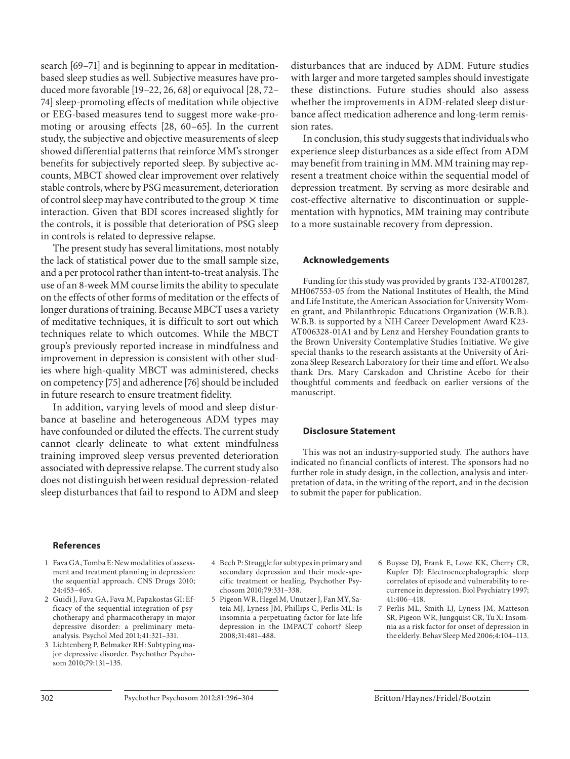search [69–71] and is beginning to appear in meditation-based sleep studies as well. Subjective measures have produced more favorable [19–22, 26, 68] or equivocal [28, 72–74] sleep-promoting effects of meditation while objective or EEG-based measures tend to suggest more wake-promoting or arousing effects [28, 60–65]. In the current study, the subjective and objective measurements of sleep showed differential patterns that reinforce MM's stronger benefits for subjectively reported sleep. By subjective accounts, MBCT showed clear improvement over relatively stable controls, where by PSG measurement, deterioration of control sleep may have contributed to the group × time interaction. Given that BDI scores increased slightly for the controls, it is possible that deterioration of PSG sleep in controls is related to depressive relapse.

The present study has several limitations, most notably the lack of statistical power due to the small sample size, and a per protocol rather than intent-to-treat analysis. The use of an 8-week MM course limits the ability to speculate on the effects of other forms of meditation or the effects of longer durations of training. Because MBCT uses a variety of meditative techniques, it is difficult to sort out which techniques relate to which outcomes. While the MBCT group's previously reported increase in mindfulness and improvement in depression is consistent with other studies where high-quality MBCT was administered, checks on competency [75] and adherence [76] should be included in future research to ensure treatment fidelity.

In addition, varying levels of mood and sleep disturbance at baseline and heterogeneous ADM types may have confounded or diluted the effects. The current study cannot clearly delineate to what extent mindfulness training improved sleep versus prevented deterioration associated with depressive relapse. The current study also does not distinguish between residual depression-related sleep disturbances that fail to respond to ADM and sleep disturbances that are induced by ADM. Future studies with larger and more targeted samples should investigate these distinctions. Future studies should also assess whether the improvements in ADM-related sleep disturbance affect medication adherence and long-term remission rates.

In conclusion, this study suggests that individuals who experience sleep disturbances as a side effect from ADM may benefit from training in MM. MM training may represent a treatment choice within the sequential model of depression treatment. By serving as more desirable and cost-effective alternative to discontinuation or supplementation with hypnotics, MM training may contribute to a more sustainable recovery from depression.

## Acknowledgements

Funding for this study was provided by grants T32-AT001287, MH067553-05 from the National Institutes of Health, the Mind and Life Institute, the American Association for University Women grant, and Philanthropic Educations Organization (W.B.B.). W.B.B. is supported by a NIH Career Development Award K23-AT006328-01A1 and by Lenz and Hershey Foundation grants to the Brown University Contemplative Studies Initiative. We give special thanks to the research assistants at the University of Arizona Sleep Research Laboratory for their time and effort. We also thank Drs. Mary Carskadon and Christine Acebo for their thoughtful comments and feedback on earlier versions of the manuscript.

## Disclosure Statement

This was not an industry-supported study. The authors have indicated no financial conflicts of interest. The sponsors had no further role in study design, in the collection, analysis and interpretation of data, in the writing of the report, and in the decision to submit the paper for publication.

## References

1 Fava GA, Tomba E: New modalities of assessment and treatment planning in depression: the sequential approach. CNS Drugs 2010; 24:453–465.

2 Guidi J, Fava GA, Fava M, Papakostas GI: Efficacy of the sequential integration of psychotherapy and pharmacotherapy in major depressive disorder: a preliminary meta-analysis. Psychol Med 2011;41:321–331.

3 Lichtenberg P, Belmaker RH: Subtyping major depressive disorder. Psychother Psychosom 2010;79:131–135.

4 Bech P: Struggle for subtypes in primary and secondary depression and their mode-specific treatment or healing. Psychother Psychosom 2010;79:331–338.

5 Pigeon WR, Hegel M, Unutzer J, Fan MY, Sateia MJ, Lyness JM, Phillips C, Perlis ML: Is insomnia a perpetuating factor for late-life depression in the IMPACT cohort? Sleep 2008;31:481–488.

6 Buysse DJ, Frank E, Lowe KK, Cherry CR, Kupfer DJ: Electroencephalographic sleep correlates of episode and vulnerability to recurrence in depression. Biol Psychiatry 1997; 41:406–418.

7 Perlis ML, Smith LJ, Lyness JM, Matteson SR, Pigeon WR, Jungquist CR, Tu X: Insomnia as a risk factor for onset of depression in the elderly. Behav Sleep Med 2006;4:104–113.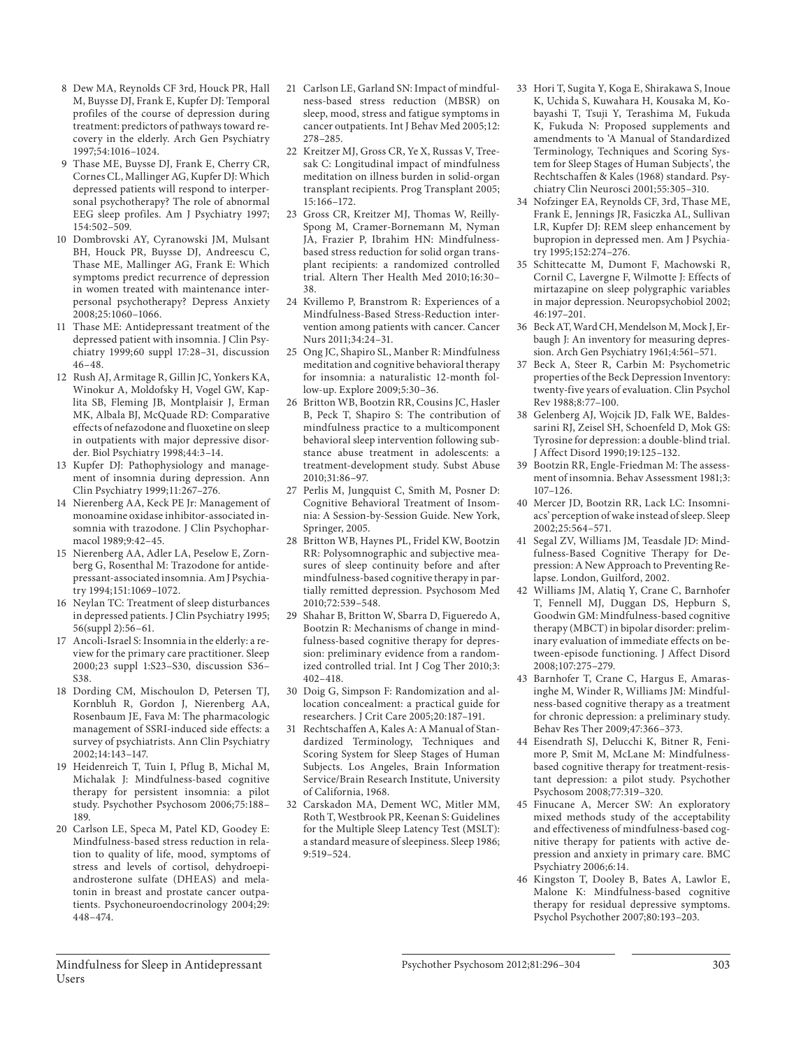8 Dew MA, Reynolds CF 3rd, Houck PR, Hall M, Buysse DJ, Frank E, Kupfer DJ: Temporal profiles of the course of depression during treatment: predictors of pathways toward recovery in the elderly. Arch Gen Psychiatry 1997;54:1016–1024.

9 Thase ME, Buysse DJ, Frank E, Cherry CR, Cornes CL, Mallinger AG, Kupfer DJ: Which depressed patients will respond to interpersonal psychotherapy? The role of abnormal EEG sleep profiles. Am J Psychiatry 1997; 154:502–509.

10 Dombrovski AY, Cyranowski JM, Mulsant BH, Houck PR, Buysse DJ, Andreescu C, Thase ME, Mallinger AG, Frank E: Which symptoms predict recurrence of depression in women treated with maintenance interpersonal psychotherapy? Depress Anxiety 2008;25:1060–1066.

11 Thase ME: Antidepressant treatment of the depressed patient with insomnia. J Clin Psychiatry 1999;60 suppl 17:28–31, discussion 46–48.

12 Rush AJ, Armitage R, Gillin JC, Yonkers KA, Winokur A, Moldofsky H, Vogel GW, Kaplita SB, Fleming JB, Montplaisir J, Erman MK, Albala BJ, McQuade RD: Comparative effects of nefazodone and fluoxetine on sleep in outpatients with major depressive disorder. Biol Psychiatry 1998;44:3–14.

13 Kupfer DJ: Pathophysiology and management of insomnia during depression. Ann Clin Psychiatry 1999;11:267–276.

14 Nierenberg AA, Keck PE Jr: Management of monoamine oxidase inhibitor-associated insomnia with trazodone. J Clin Psychopharmacol 1989;9:42–45.

15 Nierenberg AA, Adler LA, Peselow E, Zornberg G, Rosenthal M: Trazodone for antidepressant-associated insomnia. Am J Psychiatry 1994;151:1069–1072.

16 Neylan TC: Treatment of sleep disturbances in depressed patients. J Clin Psychiatry 1995; 56(suppl 2):56–61.

17 Ancoli-Israel S: Insomnia in the elderly: a review for the primary care practitioner. Sleep 2000;23 suppl 1:S23–S30, discussion S36–S38.

18 Dording CM, Mischoulon D, Petersen TJ, Kornbluh R, Gordon J, Nierenberg AA, Rosenbaum JE, Fava M: The pharmacologic management of SSRI-induced side effects: a survey of psychiatrists. Ann Clin Psychiatry 2002;14:143–147.

19 Heidenreich T, Tuin I, Pflug B, Michal M, Michalak J: Mindfulness-based cognitive therapy for persistent insomnia: a pilot study. Psychother Psychosom 2006;75:188–189.

20 Carlson LE, Speca M, Patel KD, Goodey E: Mindfulness-based stress reduction in relation to quality of life, mood, symptoms of stress and levels of cortisol, dehydroepiandrosterone sulfate (DHEAS) and melatonin in breast and prostate cancer outpatients. Psychoneuroendocrinology 2004;29: 448–474.

21 Carlson LE, Garland SN: Impact of mindfulness-based stress reduction (MBSR) on sleep, mood, stress and fatigue symptoms in cancer outpatients. Int J Behav Med 2005;12: 278–285.

22 Kreitzer MJ, Gross CR, Ye X, Russas V, Treesak C: Longitudinal impact of mindfulness meditation on illness burden in solid-organ transplant recipients. Prog Transplant 2005; 15:166–172.

23 Gross CR, Kreitzer MJ, Thomas W, Reilly-Spong M, Cramer-Bornemann M, Nyman JA, Frazier P, Ibrahim HN: Mindfulness-based stress reduction for solid organ transplant recipients: a randomized controlled trial. Altern Ther Health Med 2010;16:30–38.

24 Kvillemo P, Branstrom R: Experiences of a Mindfulness-Based Stress-Reduction intervention among patients with cancer. Cancer Nurs 2011;34:24–31.

25 Ong JC, Shapiro SL, Manber R: Mindfulness meditation and cognitive behavioral therapy for insomnia: a naturalistic 12-month follow-up. Explore 2009;5:30–36.

26 Britton WB, Bootzin RR, Cousins JC, Hasler B, Peck T, Shapiro S: The contribution of mindfulness practice to a multicomponent behavioral sleep intervention following substance abuse treatment in adolescents: a treatment-development study. Subst Abuse 2010;31:86–97.

27 Perlis M, Jungquist C, Smith M, Posner D: Cognitive Behavioral Treatment of Insomnia: A Session-by-Session Guide. New York, Springer, 2005.

28 Britton WB, Haynes PL, Fridel KW, Bootzin RR: Polysomnographic and subjective measures of sleep continuity before and after mindfulness-based cognitive therapy in partially remitted depression. Psychosom Med 2010;72:539–548.

29 Shahar B, Britton W, Sbarra D, Figueredo A, Bootzin R: Mechanisms of change in mindfulness-based cognitive therapy for depression: preliminary evidence from a randomized controlled trial. Int J Cog Ther 2010;3: 402–418.

30 Doig G, Simpson F: Randomization and allocation concealment: a practical guide for researchers. J Crit Care 2005;20:187–191.

31 Rechtschaffen A, Kales A: A Manual of Standardized Terminology, Techniques and Scoring System for Sleep Stages of Human Subjects. Los Angeles, Brain Information Service/Brain Research Institute, University of California, 1968.

32 Carskadon MA, Dement WC, Mitler MM, Roth T, Westbrook PR, Keenan S: Guidelines for the Multiple Sleep Latency Test (MSLT): a standard measure of sleepiness. Sleep 1986; 9:519–524.

33 Hori T, Sugita Y, Koga E, Shirakawa S, Inoue K, Uchida S, Kuwahara H, Kousaka M, Kobayashi T, Tsuji Y, Terashima M, Fukuda K, Fukuda N: Proposed supplements and amendments to 'A Manual of Standardized Terminology, Techniques and Scoring System for Sleep Stages of Human Subjects', the Rechtschaffen & Kales (1968) standard. Psychiatry Clin Neurosci 2001;55:305–310.

34 Nofzinger EA, Reynolds CF, 3rd, Thase ME, Frank E, Jennings JR, Fasiczka AL, Sullivan LR, Kupfer DJ: REM sleep enhancement by bupropion in depressed men. Am J Psychiatry 1995;152:274–276.

35 Schittecatte M, Dumont F, Machowski R, Cornil C, Lavergne F, Wilmotte J: Effects of mirtazapine on sleep polygraphic variables in major depression. Neuropsychobiol 2002; 46:197–201.

36 Beck AT, Ward CH, Mendelson M, Mock J, Erbaugh J: An inventory for measuring depression. Arch Gen Psychiatry 1961;4:561–571.

37 Beck A, Steer R, Carbin M: Psychometric properties of the Beck Depression Inventory: twenty-five years of evaluation. Clin Psychol Rev 1988;8:77–100.

38 Gelenberg AJ, Wojcik JD, Falk WE, Baldessarini RJ, Zeisel SH, Schoenfeld D, Mok GS: Tyrosine for depression: a double-blind trial. J Affect Disord 1990;19:125–132.

39 Bootzin RR, Engle-Friedman M: The assessment of insomnia. Behav Assessment 1981;3: 107–126.

40 Mercer JD, Bootzin RR, Lack LC: Insomniacs' perception of wake instead of sleep. Sleep 2002;25:564–571.

41 Segal ZV, Williams JM, Teasdale JD: Mindfulness-Based Cognitive Therapy for Depression: A New Approach to Preventing Relapse. London, Guilford, 2002.

42 Williams JM, Alatiq Y, Crane C, Barnhofer T, Fennell MJ, Duggan DS, Hepburn S, Goodwin GM: Mindfulness-based cognitive therapy (MBCT) in bipolar disorder: preliminary evaluation of immediate effects on between-episode functioning. J Affect Disord 2008;107:275–279.

43 Barnhofer T, Crane C, Hargus E, Amarasinghe M, Winder R, Williams JM: Mindfulness-based cognitive therapy as a treatment for chronic depression: a preliminary study. Behav Res Ther 2009;47:366–373.

44 Eisendrath SJ, Delucchi K, Bitner R, Fenimore P, Smit M, McLane M: Mindfulness-based cognitive therapy for treatment-resistant depression: a pilot study. Psychother Psychosom 2008;77:319–320.

45 Finucane A, Mercer SW: An exploratory mixed methods study of the acceptability and effectiveness of mindfulness-based cognitive therapy for patients with active depression and anxiety in primary care. BMC Psychiatry 2006;6:14.

46 Kingston T, Dooley B, Bates A, Lawlor E, Malone K: Mindfulness-based cognitive therapy for residual depressive symptoms. Psychol Psychother 2007;80:193–203.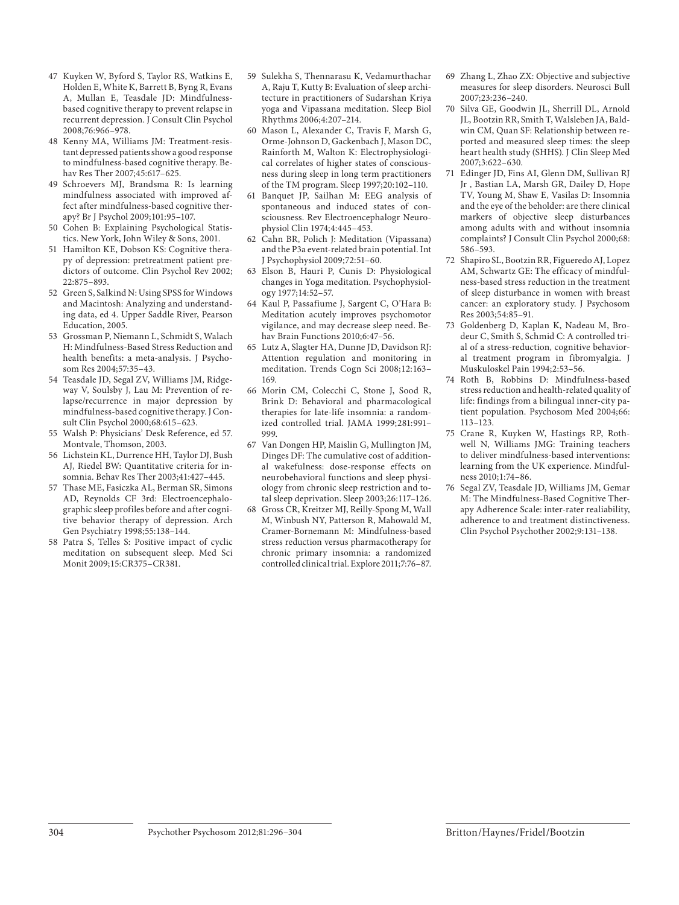47 Kuyken W, Byford S, Taylor RS, Watkins E, Holden E, White K, Barrett B, Byng R, Evans A, Mullan E, Teasdale JD: Mindfulness-based cognitive therapy to prevent relapse in recurrent depression. J Consult Clin Psychol 2008;76:966–978.

48 Kenny MA, Williams JM: Treatment-resistant depressed patients show a good response to mindfulness-based cognitive therapy. Behav Res Ther 2007;45:617–625.

49 Schroevers MJ, Brandsma R: Is learning mindfulness associated with improved affect after mindfulness-based cognitive therapy? Br J Psychol 2009;101:95–107.

50 Cohen B: Explaining Psychological Statistics. New York, John Wiley & Sons, 2001.

51 Hamilton KE, Dobson KS: Cognitive therapy of depression: pretreatment patient predictors of outcome. Clin Psychol Rev 2002; 22:875–893.

52 Green S, Salkind N: Using SPSS for Windows and Macintosh: Analyzing and understanding data, ed 4. Upper Saddle River, Pearson Education, 2005.

53 Grossman P, Niemann L, Schmidt S, Walach H: Mindfulness-Based Stress Reduction and health benefits: a meta-analysis. J Psychosom Res 2004;57:35–43.

54 Teasdale JD, Segal ZV, Williams JM, Ridgeway V, Soulsby J, Lau M: Prevention of relapse/recurrence in major depression by mindfulness-based cognitive therapy. J Consult Clin Psychol 2000;68:615–623.

55 Walsh P: Physicians' Desk Reference, ed 57. Montvale, Thomson, 2003.

56 Lichstein KL, Durrence HH, Taylor DJ, Bush AJ, Riedel BW: Quantitative criteria for insomnia. Behav Res Ther 2003;41:427–445.

57 Thase ME, Fasiczka AL, Berman SR, Simons AD, Reynolds CF 3rd: Electroencephalographic sleep profiles before and after cognitive behavior therapy of depression. Arch Gen Psychiatry 1998;55:138–144.

58 Patra S, Telles S: Positive impact of cyclic meditation on subsequent sleep. Med Sci Monit 2009;15:CR375–CR381.

59 Sulekha S, Thennarasu K, Vedamurthachar A, Raju T, Kutty B: Evaluation of sleep architecture in practitioners of Sudarshan Kriya yoga and Vipassana meditation. Sleep Biol Rhythms 2006;4:207–214.

60 Mason L, Alexander C, Travis F, Marsh G, Orme-Johnson D, Gackenbach J, Mason DC, Rainforth M, Walton K: Electrophysiological correlates of higher states of consciousness during sleep in long term practitioners of the TM program. Sleep 1997;20:102–110.

61 Banquet JP, Sailhan M: EEG analysis of spontaneous and induced states of consciousness. Rev Electroencephalogr Neurophysiol Clin 1974;4:445–453.

62 Cahn BR, Polich J: Meditation (Vipassana) and the P3a event-related brain potential. Int J Psychophysiol 2009;72:51–60.

63 Elson B, Hauri P, Cunis D: Physiological changes in Yoga meditation. Psychophysiology 1977;14:52–57.

64 Kaul P, Passafiume J, Sargent C, O'Hara B: Meditation acutely improves psychomotor vigilance, and may decrease sleep need. Behav Brain Functions 2010;6:47–56.

65 Lutz A, Slagter HA, Dunne JD, Davidson RJ: Attention regulation and monitoring in meditation. Trends Cogn Sci 2008;12:163–169.

66 Morin CM, Colecchi C, Stone J, Sood R, Brink D: Behavioral and pharmacological therapies for late-life insomnia: a randomized controlled trial. JAMA 1999;281:991–999.

67 Van Dongen HP, Maislin G, Mullington JM, Dinges DF: The cumulative cost of additional wakefulness: dose-response effects on neurobehavioral functions and sleep physiology from chronic sleep restriction and total sleep deprivation. Sleep 2003;26:117–126.

68 Gross CR, Kreitzer MJ, Reilly-Spong M, Wall M, Winbush NY, Patterson R, Mahowald M, Cramer-Bornemann M: Mindfulness-based stress reduction versus pharmacotherapy for chronic primary insomnia: a randomized controlled clinical trial. Explore 2011;7:76–87.

69 Zhang L, Zhao ZX: Objective and subjective measures for sleep disorders. Neurosci Bull 2007;23:236–240.

70 Silva GE, Goodwin JL, Sherrill DL, Arnold JL, Bootzin RR, Smith T, Walsleben JA, Baldwin CM, Quan SF: Relationship between reported and measured sleep times: the sleep heart health study (SHHS). J Clin Sleep Med 2007;3:622–630.

71 Edinger JD, Fins AI, Glenn DM, Sullivan RJ Jr, Bastian LA, Marsh GR, Dailey D, Hope TV, Young M, Shaw E, Vasilas D: Insomnia and the eye of the beholder: are there clinical markers of objective sleep disturbances among adults with and without insomnia complaints? J Consult Clin Psychol 2000;68: 586–593.

72 Shapiro SL, Bootzin RR, Figueredo AJ, Lopez AM, Schwartz GE: The efficacy of mindfulness-based stress reduction in the treatment of sleep disturbance in women with breast cancer: an exploratory study. J Psychosom Res 2003;54:85–91.

73 Goldenberg D, Kaplan K, Nadeau M, Brodeur C, Smith S, Schmid C: A controlled trial of a stress-reduction, cognitive behavioral treatment program in fibromyalgia. J Muskuloskel Pain 1994;2:53–56.

74 Roth B, Robbins D: Mindfulness-based stress reduction and health-related quality of life: findings from a bilingual inner-city patient population. Psychosom Med 2004;66: 113–123.

75 Crane R, Kuyken W, Hastings RP, Rothwell N, Williams JMG: Training teachers to deliver mindfulness-based interventions: learning from the UK experience. Mindfulness 2010;1:74–86.

76 Segal ZV, Teasdale JD, Williams JM, Gemar M: The Mindfulness-Based Cognitive Therapy Adherence Scale: inter-rater realiability, adherence to and treatment distinctiveness. Clin Psychol Psychother 2002;9:131–138.